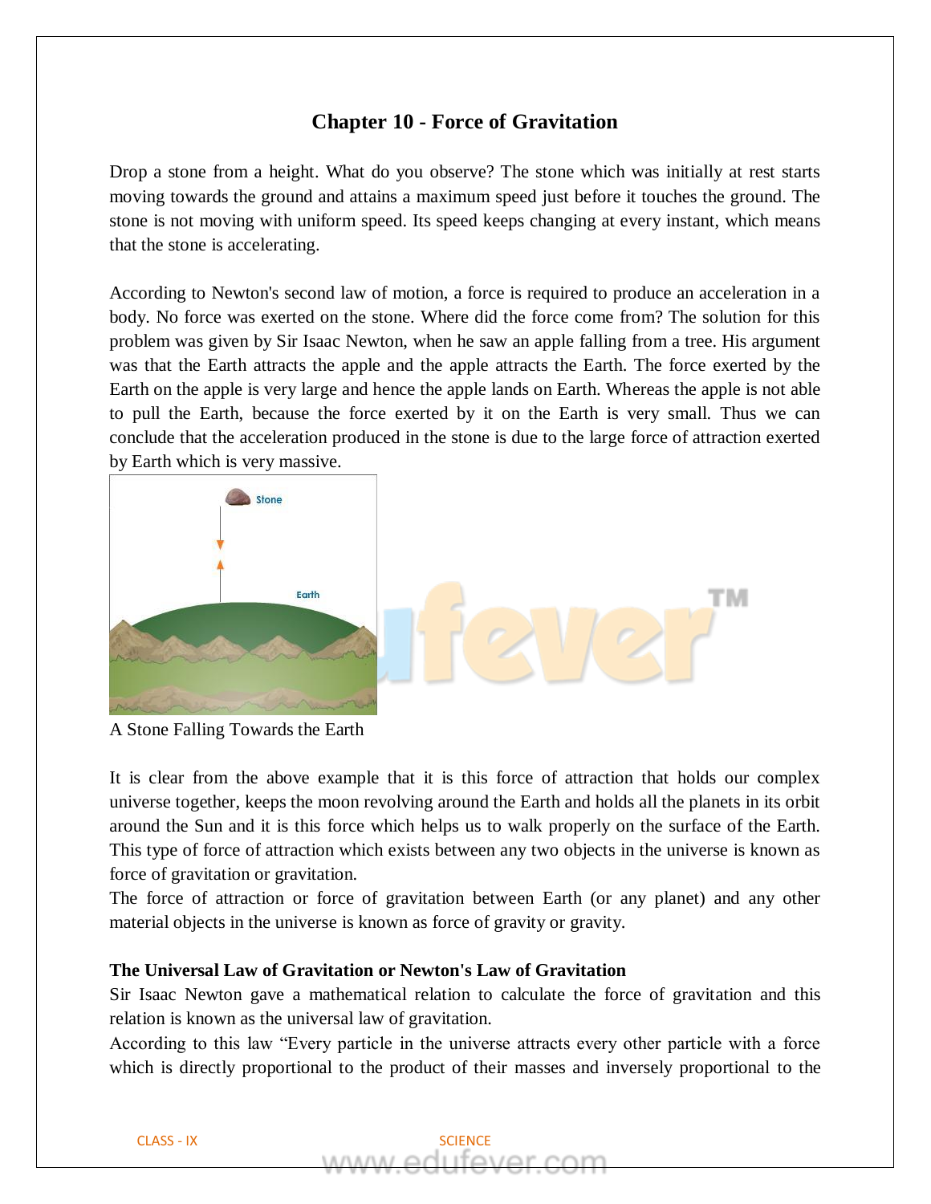# Chapter 10 - Force of Gravitation

Drop a stone from a height. What do you observe? The stone which was initially at rest starts moving towards the ground and attains a maximum speed just before it touches the ground. The stone is not moving with uniform speed. Its speed keeps changing at every instant, which means that the stone is accelerating.

According to Newton's second law of motion, a force is required to produce an acceleration in a body. No force was exerted on the stone. Where did the force come from? The solution for this problem was given by Sir Isaac Newton, when he saw an apple falling from a tree. His argument was that the Earth attracts the apple and the apple attracts the Earth. The force exerted by the Earth on the apple is very large and hence the apple lands on Earth. Whereas the apple is not able to pull the Earth, because the force exerted by it on the Earth is very small. Thus we can conclude that the acceleration produced in the stone is due to the large force of attraction exerted by Earth which is very massive.

A Stone Falling Towards the Earth

It is clear from the above example that it is this force of attraction that holds our complex universe together, keeps the moon revolving around the Earth and holds all the planets in its orbit around the Sun and it is this force which helps us to walk properly on the surface of the Earth. This type of force of attraction which exists between any two objects in the universe is known as force of gravitation or gravitation.

The force of attraction or force of gravitation between Earth (or any planet) and any other material objects in the universe is known as force of gravity or gravity.

**The Universal Law of Gravitation or Newton's Law of Gravitation**

Sir Isaac Newton gave a mathematical relation to calculate the force of gravitation and this relation is known as the universal law of gravitation.

According to this law "Every particle in the universe attracts every other particle with a force which is directly proportional to the product of their masses and inversely proportional to the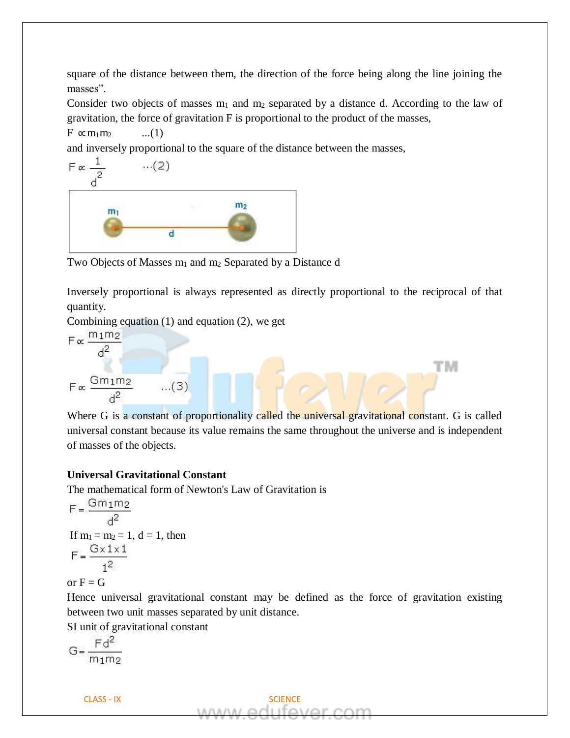square of the distance between them, the direction of the force being along the line joining the masses".

Consider two objects of masses $m_1$ and $m_2$ separated by a distance d. According to the law of gravitation, the force of gravitation F is proportional to the product of the masses,

$F \propto m_1 m_2$ ...(1)

and inversely proportional to the square of the distance between the masses,

$$F \propto \frac{1}{d^2} \quad \ldots(2)$$

Two Objects of Masses $m_1$ and $m_2$ Separated by a Distance d

Inversely proportional is always represented as directly proportional to the reciprocal of that quantity.

Combining equation (1) and equation (2), we get

$$F \propto \frac{m_1 m_2}{d^2}$$

$$F \propto \frac{G m_1 m_2}{d^2} \quad \ldots(3)$$

Where G is a constant of proportionality called the universal gravitational constant. G is called universal constant because its value remains the same throughout the universe and is independent of masses of the objects.

**Universal Gravitational Constant**

The mathematical form of Newton's Law of Gravitation is

$$F = \frac{G m_1 m_2}{d^2}$$

If $m_1 = m_2 = 1$, $d = 1$, then

$$F = \frac{G \times 1 \times 1}{1^2}$$

or F = G

Hence universal gravitational constant may be defined as the force of gravitation existing between two unit masses separated by unit distance.

SI unit of gravitational constant

$$G = \frac{F d^2}{m_1 m_2}$$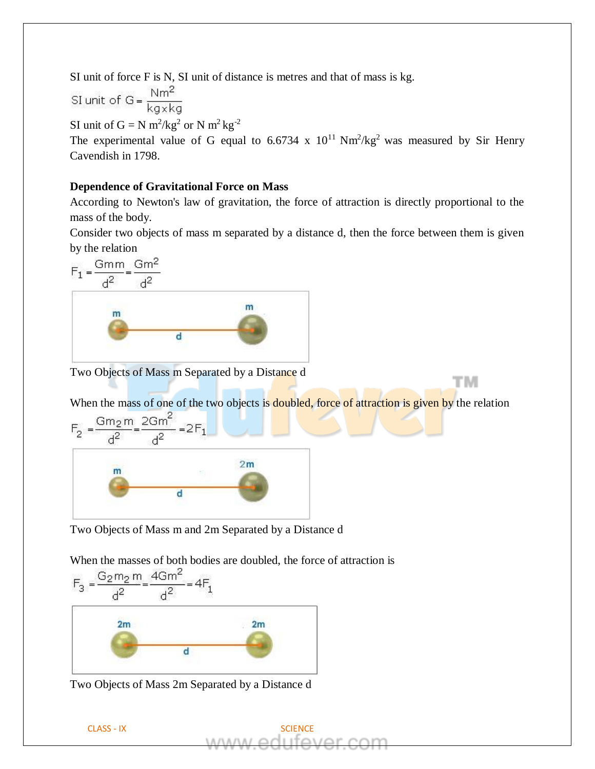SI unit of force F is N, SI unit of distance is metres and that of mass is kg.

$$\text{SI unit of G} = \frac{Nm^2}{kg \times kg}$$

SI unit of G = N $m^2/kg^2$ or N $m^2$ $kg^{-2}$

The experimental value of G equal to 6.6734 x $10^{11}$ $Nm^2/kg^2$ was measured by Sir Henry Cavendish in 1798.

**Dependence of Gravitational Force on Mass**

According to Newton's law of gravitation, the force of attraction is directly proportional to the mass of the body.

Consider two objects of mass m separated by a distance d, then the force between them is given by the relation

$$F_1 = \frac{Gmm}{d^2} = \frac{Gm^2}{d^2}$$

Two Objects of Mass m Separated by a Distance d

When the mass of one of the two objects is doubled, force of attraction is given by the relation

$$F_2 = \frac{Gm_2m}{d^2} = \frac{2Gm^2}{d^2} = 2F_1$$

Two Objects of Mass m and 2m Separated by a Distance d

When the masses of both bodies are doubled, the force of attraction is

$$F_3 = \frac{G_2m_2m}{d^2} = \frac{4Gm^2}{d^2} = 4F_1$$

Two Objects of Mass 2m Separated by a Distance d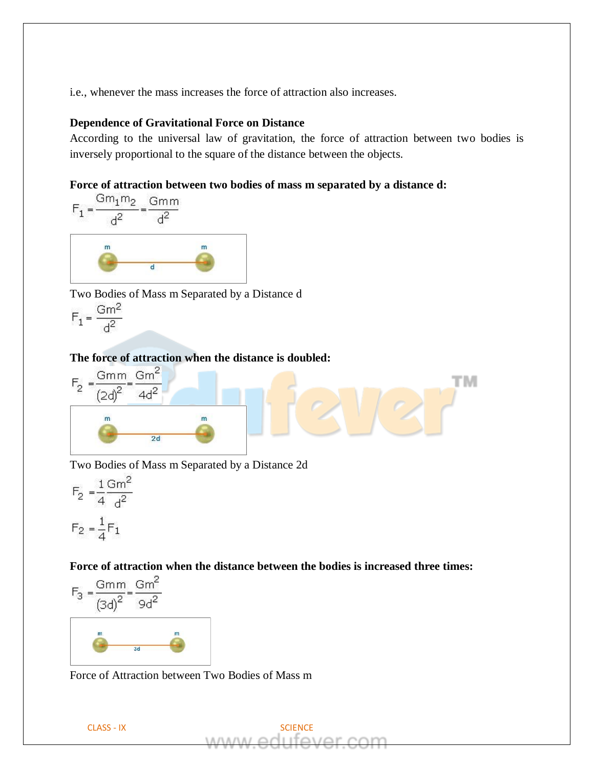i.e., whenever the mass increases the force of attraction also increases.

**Dependence of Gravitational Force on Distance**

According to the universal law of gravitation, the force of attraction between two bodies is inversely proportional to the square of the distance between the objects.

**Force of attraction between two bodies of mass m separated by a distance d:**

$$F_1 = \frac{Gm_1m_2}{d^2} = \frac{Gmm}{d^2}$$

Two Bodies of Mass m Separated by a Distance d

$$F_1 = \frac{Gm^2}{d^2}$$

**The force of attraction when the distance is doubled:**

$$F_2 = \frac{Gmm}{(2d)^2} = \frac{Gm^2}{4d^2}$$

Two Bodies of Mass m Separated by a Distance 2d

$$F_2 = \frac{1}{4}\frac{Gm^2}{d^2}$$

$$F_2 = \frac{1}{4}F_1$$

**Force of attraction when the distance between the bodies is increased three times:**

$$F_3 = \frac{Gmm}{(3d)^2} = \frac{Gm^2}{9d^2}$$

Force of Attraction between Two Bodies of Mass m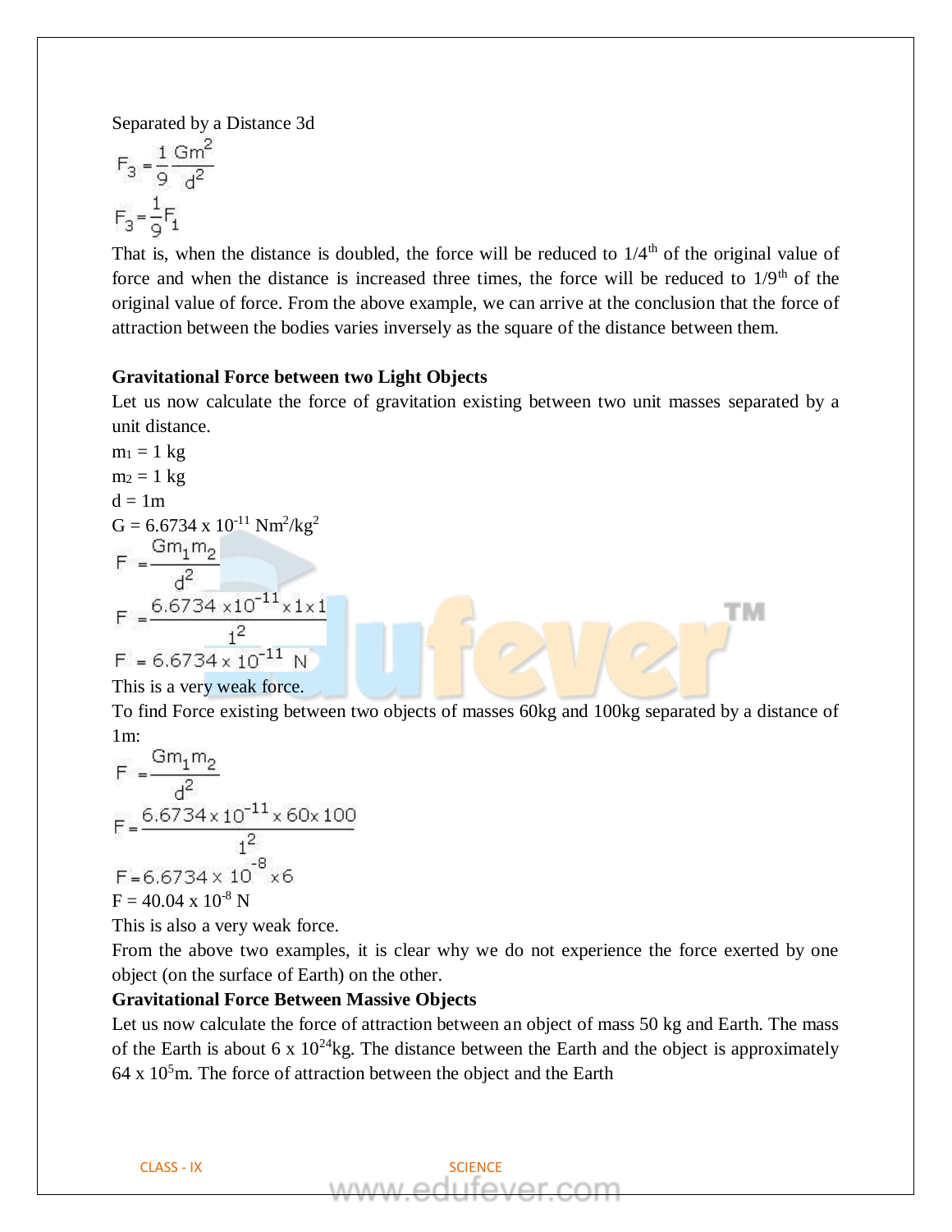Separated by a Distance 3d

$$F_3 = \frac{1}{9}\frac{Gm^2}{d^2}$$

$$F_3 = \frac{1}{9}F_1$$

That is, when the distance is doubled, the force will be reduced to 1/4th of the original value of force and when the distance is increased three times, the force will be reduced to 1/9th of the original value of force. From the above example, we can arrive at the conclusion that the force of attraction between the bodies varies inversely as the square of the distance between them.

**Gravitational Force between two Light Objects**

Let us now calculate the force of gravitation existing between two unit masses separated by a unit distance.

$m_1$ = 1 kg

$m_2$ = 1 kg

d = 1m

G = $6.6734 \times 10^{-11}$ $Nm^2/kg^2$

$$F = \frac{Gm_1m_2}{d^2}$$

$$F = \frac{6.6734 \times 10^{-11} \times 1 \times 1}{1^2}$$

$$F = 6.6734 \times 10^{-11} \text{ N}$$

This is a very weak force.

To find Force existing between two objects of masses 60kg and 100kg separated by a distance of 1m:

$$F = \frac{Gm_1m_2}{d^2}$$

$$F = \frac{6.6734 \times 10^{-11} \times 60 \times 100}{1^2}$$

$$F = 6.6734 \times 10^{-8} \times 6$$

F = $40.04 \times 10^{-8}$ N

This is also a very weak force.

From the above two examples, it is clear why we do not experience the force exerted by one object (on the surface of Earth) on the other.

**Gravitational Force Between Massive Objects**

Let us now calculate the force of attraction between an object of mass 50 kg and Earth. The mass of the Earth is about $6 \times 10^{24}$kg. The distance between the Earth and the object is approximately $64 \times 10^5$m. The force of attraction between the object and the Earth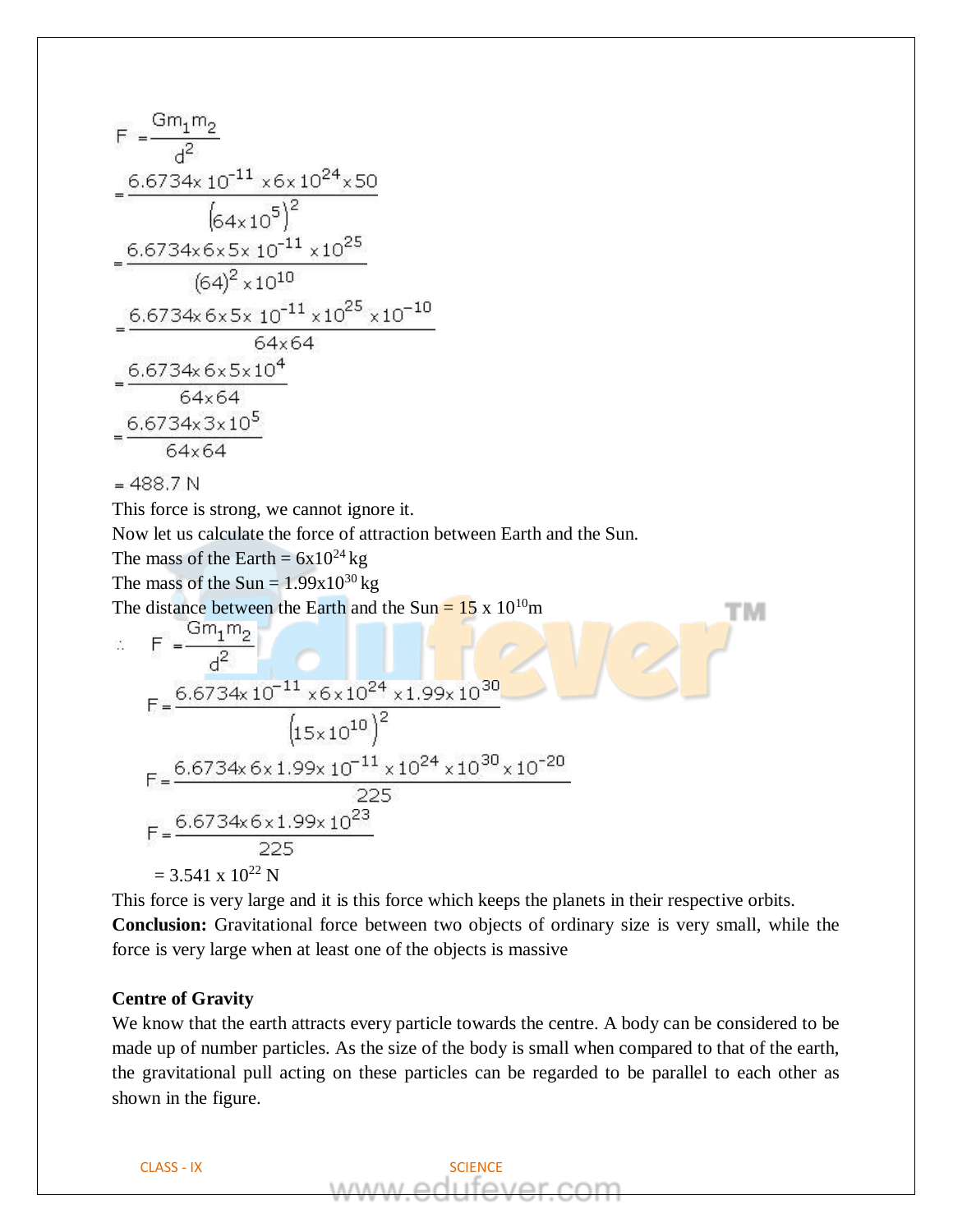$$F = \frac{Gm_1m_2}{d^2}$$

$$= \frac{6.6734 \times 10^{-11} \times 6 \times 10^{24} \times 50}{(64 \times 10^5)^2}$$

$$= \frac{6.6734 \times 6 \times 5 \times 10^{-11} \times 10^{25}}{(64)^2 \times 10^{10}}$$

$$= \frac{6.6734 \times 6 \times 5 \times 10^{-11} \times 10^{25} \times 10^{-10}}{64 \times 64}$$

$$= \frac{6.6734 \times 6 \times 5 \times 10^{4}}{64 \times 64}$$

$$= \frac{6.6734 \times 3 \times 10^{5}}{64 \times 64}$$

$$= 488.7 \text{ N}$$

This force is strong, we cannot ignore it.

Now let us calculate the force of attraction between Earth and the Sun.

The mass of the Earth = $6 \times 10^{24}$ kg

The mass of the Sun = $1.99 \times 10^{30}$ kg

The distance between the Earth and the Sun = $15 \times 10^{10}$ m

$$\therefore \quad F = \frac{Gm_1m_2}{d^2}$$

$$F = \frac{6.6734 \times 10^{-11} \times 6 \times 10^{24} \times 1.99 \times 10^{30}}{(15 \times 10^{10})^2}$$

$$F = \frac{6.6734 \times 6 \times 1.99 \times 10^{-11} \times 10^{24} \times 10^{30} \times 10^{-20}}{225}$$

$$F = \frac{6.6734 \times 6 \times 1.99 \times 10^{23}}{225}$$

$$= 3.541 \times 10^{22} \text{ N}$$

This force is very large and it is this force which keeps the planets in their respective orbits.

**Conclusion:** Gravitational force between two objects of ordinary size is very small, while the force is very large when at least one of the objects is massive

**Centre of Gravity**

We know that the earth attracts every particle towards the centre. A body can be considered to be made up of number particles. As the size of the body is small when compared to that of the earth, the gravitational pull acting on these particles can be regarded to be parallel to each other as shown in the figure.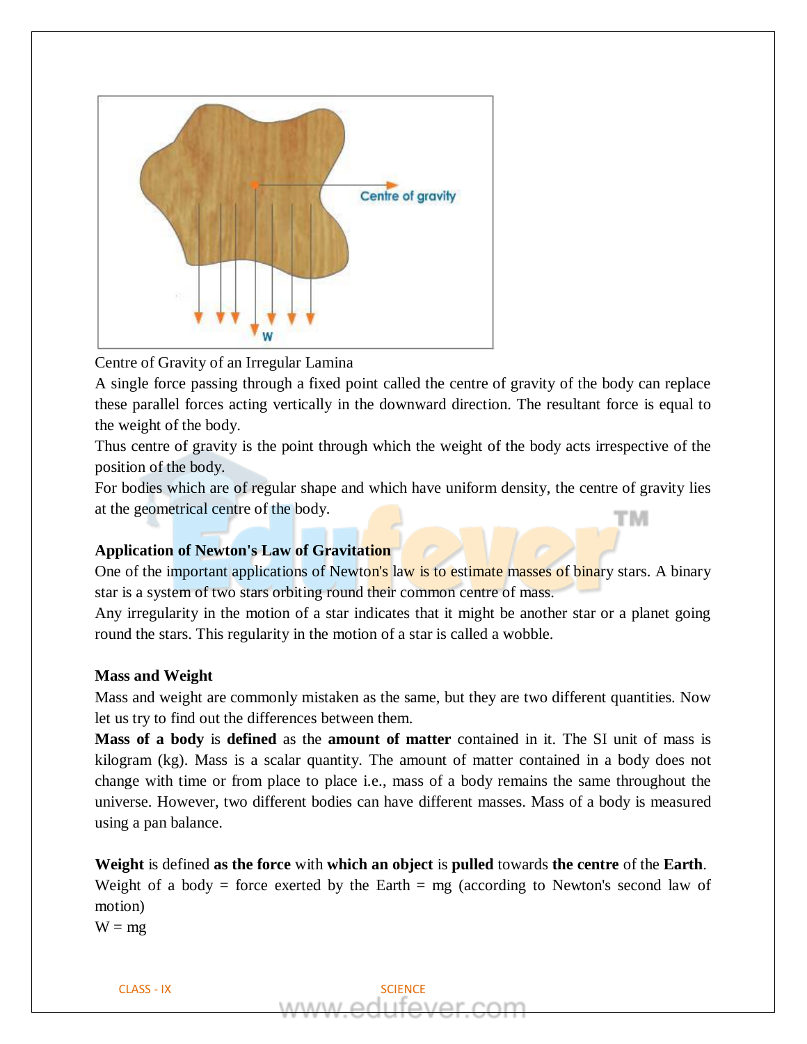Centre of Gravity of an Irregular Lamina

A single force passing through a fixed point called the centre of gravity of the body can replace these parallel forces acting vertically in the downward direction. The resultant force is equal to the weight of the body.

Thus centre of gravity is the point through which the weight of the body acts irrespective of the position of the body.

For bodies which are of regular shape and which have uniform density, the centre of gravity lies at the geometrical centre of the body.

**Application of Newton's Law of Gravitation**

One of the important applications of Newton's law is to estimate masses of binary stars. A binary star is a system of two stars orbiting round their common centre of mass.

Any irregularity in the motion of a star indicates that it might be another star or a planet going round the stars. This regularity in the motion of a star is called a wobble.

**Mass and Weight**

Mass and weight are commonly mistaken as the same, but they are two different quantities. Now let us try to find out the differences between them.

**Mass of a body** is **defined** as the **amount of matter** contained in it. The SI unit of mass is kilogram (kg). Mass is a scalar quantity. The amount of matter contained in a body does not change with time or from place to place i.e., mass of a body remains the same throughout the universe. However, two different bodies can have different masses. Mass of a body is measured using a pan balance.

**Weight** is defined **as the force** with **which an object** is **pulled** towards **the centre** of the **Earth**.

Weight of a body = force exerted by the Earth = mg (according to Newton's second law of motion)

$W = mg$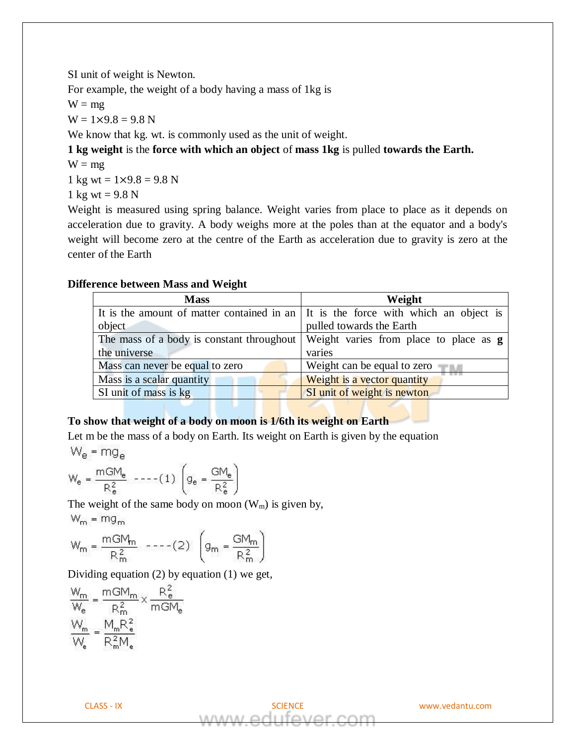SI unit of weight is Newton.

For example, the weight of a body having a mass of 1kg is

W = mg

W = 1×9.8 = 9.8 N

We know that kg. wt. is commonly used as the unit of weight.

**1 kg weight** is the **force with which an object** of **mass 1kg** is pulled **towards the Earth.**

W = mg

1 kg wt = 1×9.8 = 9.8 N

1 kg wt = 9.8 N

Weight is measured using spring balance. Weight varies from place to place as it depends on acceleration due to gravity. A body weighs more at the poles than at the equator and a body's weight will become zero at the centre of the Earth as acceleration due to gravity is zero at the center of the Earth

**Difference between Mass and Weight**

| Mass | Weight |
|---|---|
| It is the amount of matter contained in an object | It is the force with which an object is pulled towards the Earth |
| The mass of a body is constant throughout the universe | Weight varies from place to place as **g** varies |
| Mass can never be equal to zero | Weight can be equal to zero |
| Mass is a scalar quantity | Weight is a vector quantity |
| SI unit of mass is kg | SI unit of weight is newton |

**To show that weight of a body on moon is 1/6th its weight on Earth**

Let m be the mass of a body on Earth. Its weight on Earth is given by the equation

$$W_e = mg_e$$

$$W_e = \frac{mGM_e}{R_e^2} \text{ ----(1) } \left(g_e = \frac{GM_e}{R_e^2}\right)$$

The weight of the same body on moon ($W_m$) is given by,

$$W_m = mg_m$$

$$W_m = \frac{mGM_m}{R_m^2} \text{ ----(2) } \left(g_m = \frac{GM_m}{R_m^2}\right)$$

Dividing equation (2) by equation (1) we get,

$$\frac{W_m}{W_e} = \frac{mGM_m}{R_m^2} \times \frac{R_e^2}{mGM_e}$$

$$\frac{W_m}{W_e} = \frac{M_m R_e^2}{R_m^2 M_e}$$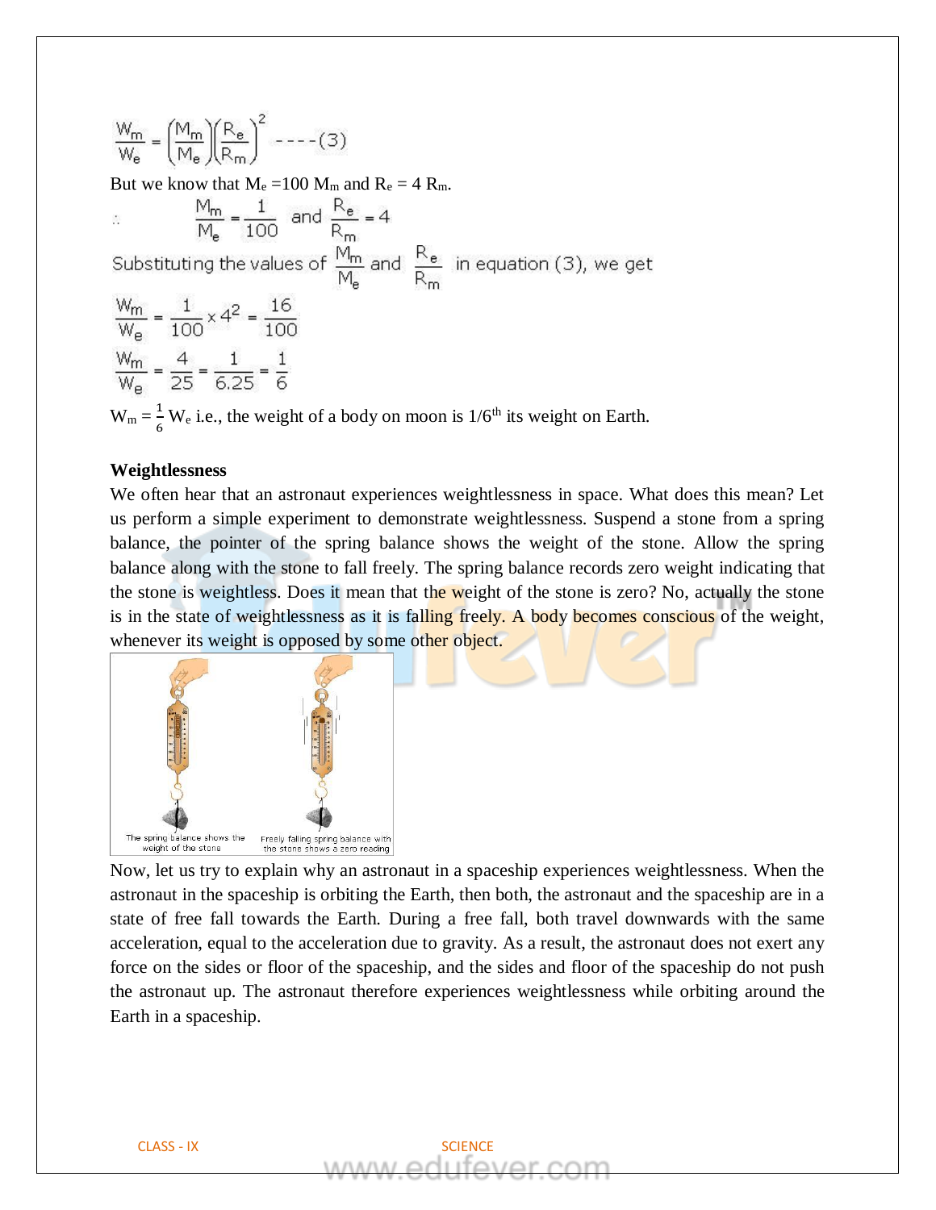$$\frac{W_m}{W_e} = \left(\frac{M_m}{M_e}\right)\left(\frac{R_e}{R_m}\right)^2 \quad ----(3)$$

But we know that $M_e = 100\ M_m$ and $R_e = 4\ R_m$.

$$\therefore \quad \frac{M_m}{M_e} = \frac{1}{100} \text{ and } \frac{R_e}{R_m} = 4$$

Substituting the values of $\frac{M_m}{M_e}$ and $\frac{R_e}{R_m}$ in equation (3), we get

$$\frac{W_m}{W_e} = \frac{1}{100} \times 4^2 = \frac{16}{100}$$

$$\frac{W_m}{W_e} = \frac{4}{25} = \frac{1}{6.25} = \frac{1}{6}$$

$W_m = \frac{1}{6} W_e$ i.e., the weight of a body on moon is $1/6^{th}$ its weight on Earth.

**Weightlessness**

We often hear that an astronaut experiences weightlessness in space. What does this mean? Let us perform a simple experiment to demonstrate weightlessness. Suspend a stone from a spring balance, the pointer of the spring balance shows the weight of the stone. Allow the spring balance along with the stone to fall freely. The spring balance records zero weight indicating that the stone is weightless. Does it mean that the weight of the stone is zero? No, actually the stone is in the state of weightlessness as it is falling freely. A body becomes conscious of the weight, whenever its weight is opposed by some other object.

The spring balance shows the weight of the stone

Freely falling spring balance with the stone shows a zero reading

Now, let us try to explain why an astronaut in a spaceship experiences weightlessness. When the astronaut in the spaceship is orbiting the Earth, then both, the astronaut and the spaceship are in a state of free fall towards the Earth. During a free fall, both travel downwards with the same acceleration, equal to the acceleration due to gravity. As a result, the astronaut does not exert any force on the sides or floor of the spaceship, and the sides and floor of the spaceship do not push the astronaut up. The astronaut therefore experiences weightlessness while orbiting around the Earth in a spaceship.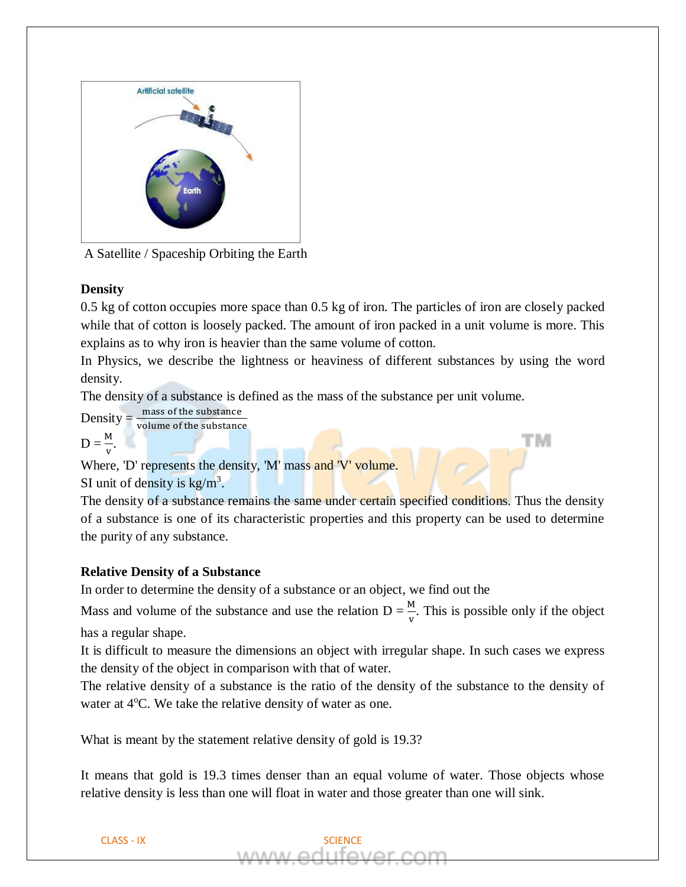A Satellite / Spaceship Orbiting the Earth

**Density**

0.5 kg of cotton occupies more space than 0.5 kg of iron. The particles of iron are closely packed while that of cotton is loosely packed. The amount of iron packed in a unit volume is more. This explains as to why iron is heavier than the same volume of cotton.

In Physics, we describe the lightness or heaviness of different substances by using the word density.

The density of a substance is defined as the mass of the substance per unit volume.

$$\text{Density} = \frac{\text{mass of the substance}}{\text{volume of the substance}}$$

$D = \frac{M}{v}$.

Where, 'D' represents the density, 'M' mass and 'V' volume.

SI unit of density is $kg/m^3$.

The density of a substance remains the same under certain specified conditions. Thus the density of a substance is one of its characteristic properties and this property can be used to determine the purity of any substance.

**Relative Density of a Substance**

In order to determine the density of a substance or an object, we find out the

Mass and volume of the substance and use the relation $D = \frac{M}{v}$. This is possible only if the object has a regular shape.

It is difficult to measure the dimensions an object with irregular shape. In such cases we express the density of the object in comparison with that of water.

The relative density of a substance is the ratio of the density of the substance to the density of water at $4^oC$. We take the relative density of water as one.

What is meant by the statement relative density of gold is 19.3?

It means that gold is 19.3 times denser than an equal volume of water. Those objects whose relative density is less than one will float in water and those greater than one will sink.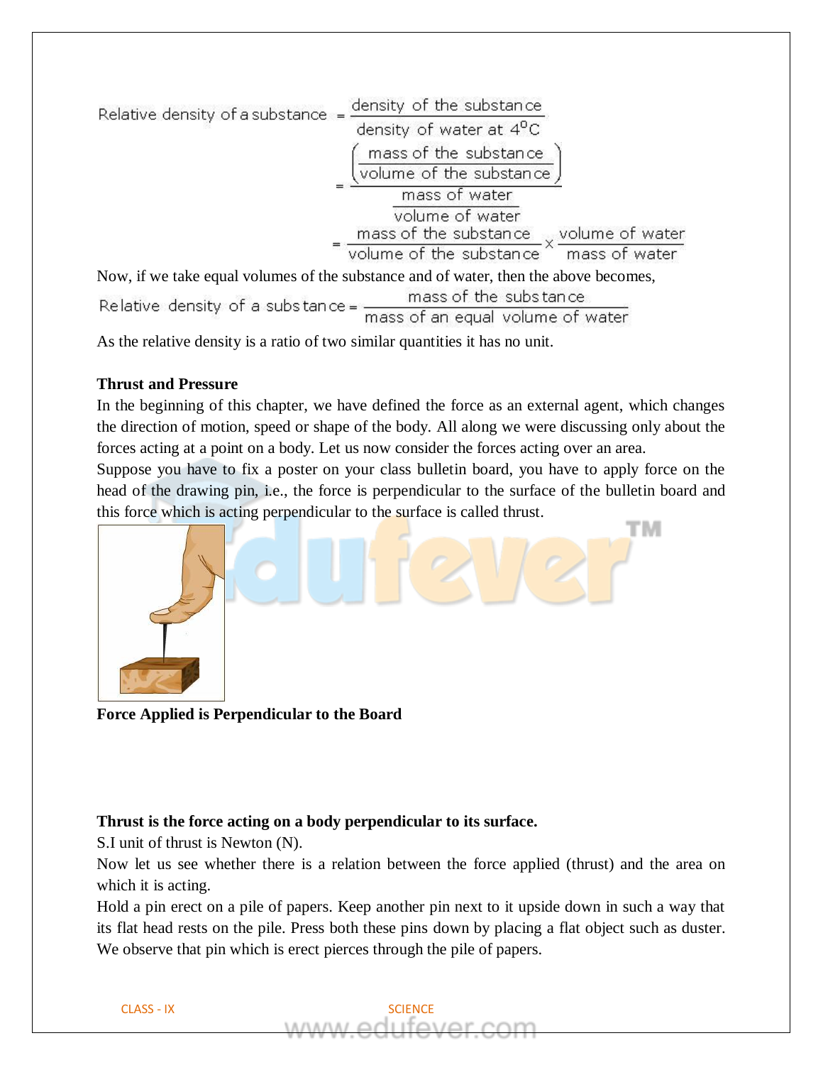$$\text{Relative density of a substance} = \frac{\text{density of the substance}}{\text{density of water at } 4^{\circ}\text{C}}$$

$$= \frac{\left(\dfrac{\text{mass of the substance}}{\text{volume of the substance}}\right)}{\dfrac{\text{mass of water}}{\text{volume of water}}}$$

$$= \frac{\text{mass of the substance}}{\text{volume of the substance}} \times \frac{\text{volume of water}}{\text{mass of water}}$$

Now, if we take equal volumes of the substance and of water, then the above becomes,

$$\text{Relative density of a substance} = \frac{\text{mass of the substance}}{\text{mass of an equal volume of water}}$$

As the relative density is a ratio of two similar quantities it has no unit.

**Thrust and Pressure**

In the beginning of this chapter, we have defined the force as an external agent, which changes the direction of motion, speed or shape of the body. All along we were discussing only about the forces acting at a point on a body. Let us now consider the forces acting over an area.

Suppose you have to fix a poster on your class bulletin board, you have to apply force on the head of the drawing pin, i.e., the force is perpendicular to the surface of the bulletin board and this force which is acting perpendicular to the surface is called thrust.

**Force Applied is Perpendicular to the Board**

**Thrust is the force acting on a body perpendicular to its surface.**

S.I unit of thrust is Newton (N).

Now let us see whether there is a relation between the force applied (thrust) and the area on which it is acting.

Hold a pin erect on a pile of papers. Keep another pin next to it upside down in such a way that its flat head rests on the pile. Press both these pins down by placing a flat object such as duster. We observe that pin which is erect pierces through the pile of papers.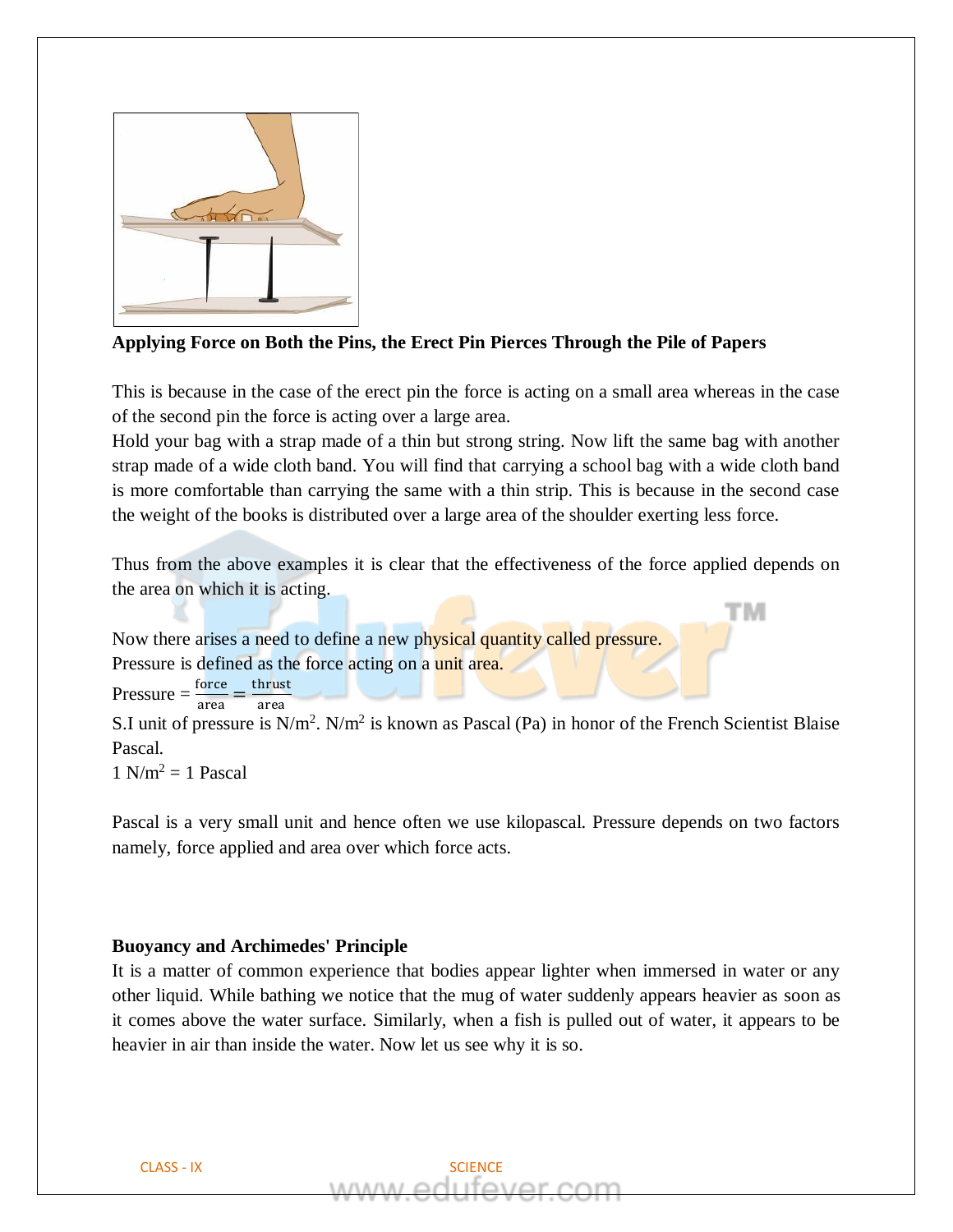**Applying Force on Both the Pins, the Erect Pin Pierces Through the Pile of Papers**

This is because in the case of the erect pin the force is acting on a small area whereas in the case of the second pin the force is acting over a large area.

Hold your bag with a strap made of a thin but strong string. Now lift the same bag with another strap made of a wide cloth band. You will find that carrying a school bag with a wide cloth band is more comfortable than carrying the same with a thin strip. This is because in the second case the weight of the books is distributed over a large area of the shoulder exerting less force.

Thus from the above examples it is clear that the effectiveness of the force applied depends on the area on which it is acting.

Now there arises a need to define a new physical quantity called pressure.

Pressure is defined as the force acting on a unit area.

Pressure = $\frac{\text{force}}{\text{area}} = \frac{\text{thrust}}{\text{area}}$

S.I unit of pressure is $N/m^2$. $N/m^2$ is known as Pascal (Pa) in honor of the French Scientist Blaise Pascal.

$1\ N/m^2 = 1$ Pascal

Pascal is a very small unit and hence often we use kilopascal. Pressure depends on two factors namely, force applied and area over which force acts.

**Buoyancy and Archimedes' Principle**

It is a matter of common experience that bodies appear lighter when immersed in water or any other liquid. While bathing we notice that the mug of water suddenly appears heavier as soon as it comes above the water surface. Similarly, when a fish is pulled out of water, it appears to be heavier in air than inside the water. Now let us see why it is so.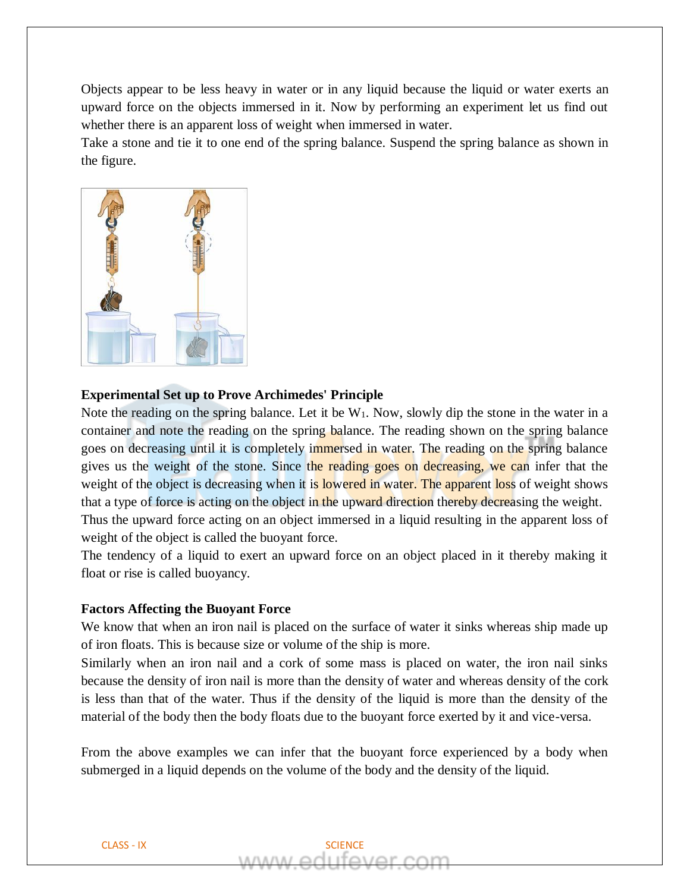Objects appear to be less heavy in water or in any liquid because the liquid or water exerts an upward force on the objects immersed in it. Now by performing an experiment let us find out whether there is an apparent loss of weight when immersed in water.

Take a stone and tie it to one end of the spring balance. Suspend the spring balance as shown in the figure.

**Experimental Set up to Prove Archimedes' Principle**

Note the reading on the spring balance. Let it be $W_1$. Now, slowly dip the stone in the water in a container and note the reading on the spring balance. The reading shown on the spring balance goes on decreasing until it is completely immersed in water. The reading on the spring balance gives us the weight of the stone. Since the reading goes on decreasing, we can infer that the weight of the object is decreasing when it is lowered in water. The apparent loss of weight shows that a type of force is acting on the object in the upward direction thereby decreasing the weight.

Thus the upward force acting on an object immersed in a liquid resulting in the apparent loss of weight of the object is called the buoyant force.

The tendency of a liquid to exert an upward force on an object placed in it thereby making it float or rise is called buoyancy.

**Factors Affecting the Buoyant Force**

We know that when an iron nail is placed on the surface of water it sinks whereas ship made up of iron floats. This is because size or volume of the ship is more.

Similarly when an iron nail and a cork of some mass is placed on water, the iron nail sinks because the density of iron nail is more than the density of water and whereas density of the cork is less than that of the water. Thus if the density of the liquid is more than the density of the material of the body then the body floats due to the buoyant force exerted by it and vice-versa.

From the above examples we can infer that the buoyant force experienced by a body when submerged in a liquid depends on the volume of the body and the density of the liquid.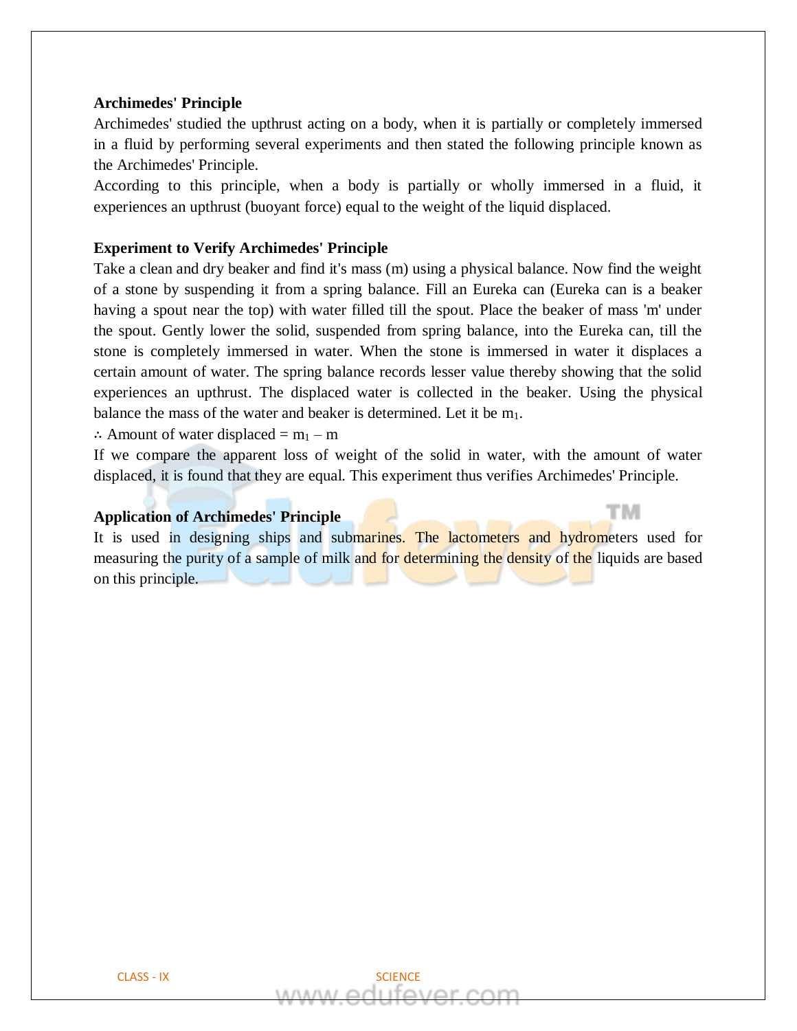**Archimedes' Principle**

Archimedes' studied the upthrust acting on a body, when it is partially or completely immersed in a fluid by performing several experiments and then stated the following principle known as the Archimedes' Principle.

According to this principle, when a body is partially or wholly immersed in a fluid, it experiences an upthrust (buoyant force) equal to the weight of the liquid displaced.

**Experiment to Verify Archimedes' Principle**

Take a clean and dry beaker and find it's mass (m) using a physical balance. Now find the weight of a stone by suspending it from a spring balance. Fill an Eureka can (Eureka can is a beaker having a spout near the top) with water filled till the spout. Place the beaker of mass 'm' under the spout. Gently lower the solid, suspended from spring balance, into the Eureka can, till the stone is completely immersed in water. When the stone is immersed in water it displaces a certain amount of water. The spring balance records lesser value thereby showing that the solid experiences an upthrust. The displaced water is collected in the beaker. Using the physical balance the mass of the water and beaker is determined. Let it be $m_1$.

∴ Amount of water displaced = $m_1 - m$

If we compare the apparent loss of weight of the solid in water, with the amount of water displaced, it is found that they are equal. This experiment thus verifies Archimedes' Principle.

**Application of Archimedes' Principle**

It is used in designing ships and submarines. The lactometers and hydrometers used for measuring the purity of a sample of milk and for determining the density of the liquids are based on this principle.